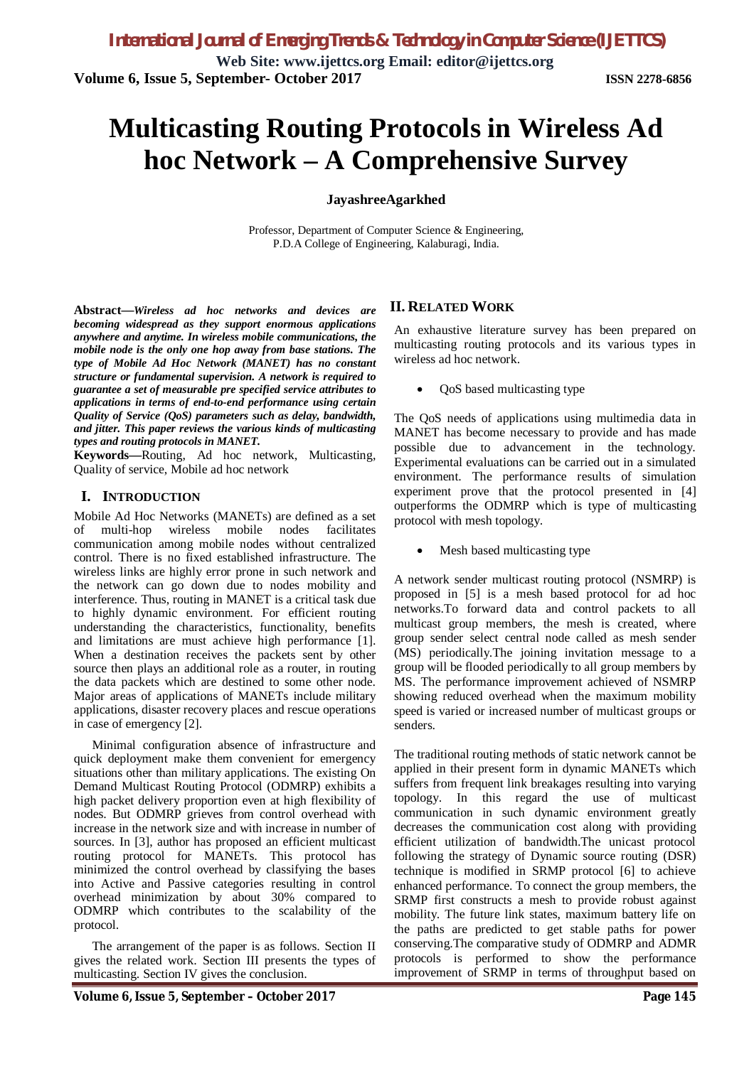# Multicasting Routing Protocols in Wireless Ad hoc Network – A Comprehensive Survey

**JayashreeAgarkhed**

Professor, Department of Computer Science & Engineering,
P.D.A College of Engineering, Kalaburagi, India.

**Abstract—*Wireless ad hoc networks and devices are becoming widespread as they support enormous applications anywhere and anytime. In wireless mobile communications, the mobile node is the only one hop away from base stations. The type of Mobile Ad Hoc Network (MANET) has no constant structure or fundamental supervision. A network is required to guarantee a set of measurable pre specified service attributes to applications in terms of end-to-end performance using certain Quality of Service (QoS) parameters such as delay, bandwidth, and jitter. This paper reviews the various kinds of multicasting types and routing protocols in MANET.***

**Keywords—**Routing, Ad hoc network, Multicasting, Quality of service, Mobile ad hoc network

## I. INTRODUCTION

Mobile Ad Hoc Networks (MANETs) are defined as a set of multi-hop wireless mobile nodes facilitates communication among mobile nodes without centralized control. There is no fixed established infrastructure. The wireless links are highly error prone in such network and the network can go down due to nodes mobility and interference. Thus, routing in MANET is a critical task due to highly dynamic environment. For efficient routing understanding the characteristics, functionality, benefits and limitations are must achieve high performance [1]. When a destination receives the packets sent by other source then plays an additional role as a router, in routing the data packets which are destined to some other node. Major areas of applications of MANETs include military applications, disaster recovery places and rescue operations in case of emergency [2].

Minimal configuration absence of infrastructure and quick deployment make them convenient for emergency situations other than military applications. The existing On Demand Multicast Routing Protocol (ODMRP) exhibits a high packet delivery proportion even at high flexibility of nodes. But ODMRP grieves from control overhead with increase in the network size and with increase in number of sources. In [3], author has proposed an efficient multicast routing protocol for MANETs. This protocol has minimized the control overhead by classifying the bases into Active and Passive categories resulting in control overhead minimization by about 30% compared to ODMRP which contributes to the scalability of the protocol.

The arrangement of the paper is as follows. Section II gives the related work. Section III presents the types of multicasting. Section IV gives the conclusion.

## II. RELATED WORK

An exhaustive literature survey has been prepared on multicasting routing protocols and its various types in wireless ad hoc network.

- QoS based multicasting type

The QoS needs of applications using multimedia data in MANET has become necessary to provide and has made possible due to advancement in the technology. Experimental evaluations can be carried out in a simulated environment. The performance results of simulation experiment prove that the protocol presented in [4] outperforms the ODMRP which is type of multicasting protocol with mesh topology.

- Mesh based multicasting type

A network sender multicast routing protocol (NSMRP) is proposed in [5] is a mesh based protocol for ad hoc networks.To forward data and control packets to all multicast group members, the mesh is created, where group sender select central node called as mesh sender (MS) periodically.The joining invitation message to a group will be flooded periodically to all group members by MS. The performance improvement achieved of NSMRP showing reduced overhead when the maximum mobility speed is varied or increased number of multicast groups or senders.

The traditional routing methods of static network cannot be applied in their present form in dynamic MANETs which suffers from frequent link breakages resulting into varying topology. In this regard the use of multicast communication in such dynamic environment greatly decreases the communication cost along with providing efficient utilization of bandwidth.The unicast protocol following the strategy of Dynamic source routing (DSR) technique is modified in SRMP protocol [6] to achieve enhanced performance. To connect the group members, the SRMP first constructs a mesh to provide robust against mobility. The future link states, maximum battery life on the paths are predicted to get stable paths for power conserving.The comparative study of ODMRP and ADMR protocols is performed to show the performance improvement of SRMP in terms of throughput based on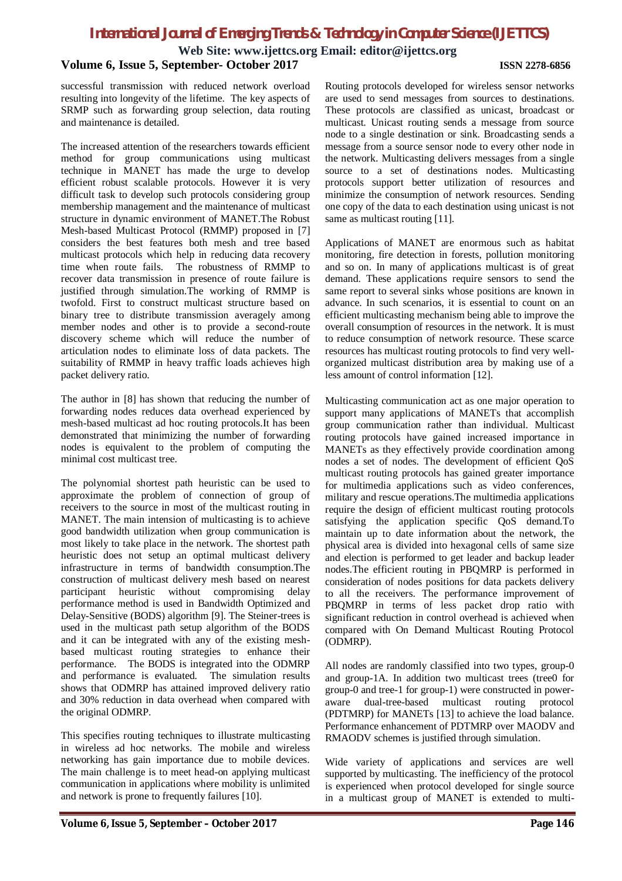successful transmission with reduced network overload resulting into longevity of the lifetime. The key aspects of SRMP such as forwarding group selection, data routing and maintenance is detailed.

The increased attention of the researchers towards efficient method for group communications using multicast technique in MANET has made the urge to develop efficient robust scalable protocols. However it is very difficult task to develop such protocols considering group membership management and the maintenance of multicast structure in dynamic environment of MANET.The Robust Mesh-based Multicast Protocol (RMMP) proposed in [7] considers the best features both mesh and tree based multicast protocols which help in reducing data recovery time when route fails. The robustness of RMMP to recover data transmission in presence of route failure is justified through simulation.The working of RMMP is twofold. First to construct multicast structure based on binary tree to distribute transmission averagely among member nodes and other is to provide a second-route discovery scheme which will reduce the number of articulation nodes to eliminate loss of data packets. The suitability of RMMP in heavy traffic loads achieves high packet delivery ratio.

The author in [8] has shown that reducing the number of forwarding nodes reduces data overhead experienced by mesh-based multicast ad hoc routing protocols.It has been demonstrated that minimizing the number of forwarding nodes is equivalent to the problem of computing the minimal cost multicast tree.

The polynomial shortest path heuristic can be used to approximate the problem of connection of group of receivers to the source in most of the multicast routing in MANET. The main intension of multicasting is to achieve good bandwidth utilization when group communication is most likely to take place in the network. The shortest path heuristic does not setup an optimal multicast delivery infrastructure in terms of bandwidth consumption.The construction of multicast delivery mesh based on nearest participant heuristic without compromising delay performance method is used in Bandwidth Optimized and Delay-Sensitive (BODS) algorithm [9]. The Steiner-trees is used in the multicast path setup algorithm of the BODS and it can be integrated with any of the existing mesh-based multicast routing strategies to enhance their performance. The BODS is integrated into the ODMRP and performance is evaluated. The simulation results shows that ODMRP has attained improved delivery ratio and 30% reduction in data overhead when compared with the original ODMRP.

This specifies routing techniques to illustrate multicasting in wireless ad hoc networks. The mobile and wireless networking has gain importance due to mobile devices. The main challenge is to meet head-on applying multicast communication in applications where mobility is unlimited and network is prone to frequently failures [10].

Routing protocols developed for wireless sensor networks are used to send messages from sources to destinations. These protocols are classified as unicast, broadcast or multicast. Unicast routing sends a message from source node to a single destination or sink. Broadcasting sends a message from a source sensor node to every other node in the network. Multicasting delivers messages from a single source to a set of destinations nodes. Multicasting protocols support better utilization of resources and minimize the consumption of network resources. Sending one copy of the data to each destination using unicast is not same as multicast routing [11].

Applications of MANET are enormous such as habitat monitoring, fire detection in forests, pollution monitoring and so on. In many of applications multicast is of great demand. These applications require sensors to send the same report to several sinks whose positions are known in advance. In such scenarios, it is essential to count on an efficient multicasting mechanism being able to improve the overall consumption of resources in the network. It is must to reduce consumption of network resource. These scarce resources has multicast routing protocols to find very well-organized multicast distribution area by making use of a less amount of control information [12].

Multicasting communication act as one major operation to support many applications of MANETs that accomplish group communication rather than individual. Multicast routing protocols have gained increased importance in MANETs as they effectively provide coordination among nodes a set of nodes. The development of efficient QoS multicast routing protocols has gained greater importance for multimedia applications such as video conferences, military and rescue operations.The multimedia applications require the design of efficient multicast routing protocols satisfying the application specific QoS demand.To maintain up to date information about the network, the physical area is divided into hexagonal cells of same size and election is performed to get leader and backup leader nodes.The efficient routing in PBQMRP is performed in consideration of nodes positions for data packets delivery to all the receivers. The performance improvement of PBQMRP in terms of less packet drop ratio with significant reduction in control overhead is achieved when compared with On Demand Multicast Routing Protocol (ODMRP).

All nodes are randomly classified into two types, group-0 and group-1A. In addition two multicast trees (tree0 for group-0 and tree-1 for group-1) were constructed in power-aware dual-tree-based multicast routing protocol (PDTMRP) for MANETs [13] to achieve the load balance. Performance enhancement of PDTMRP over MAODV and RMAODV schemes is justified through simulation.

Wide variety of applications and services are well supported by multicasting. The inefficiency of the protocol is experienced when protocol developed for single source in a multicast group of MANET is extended to multi-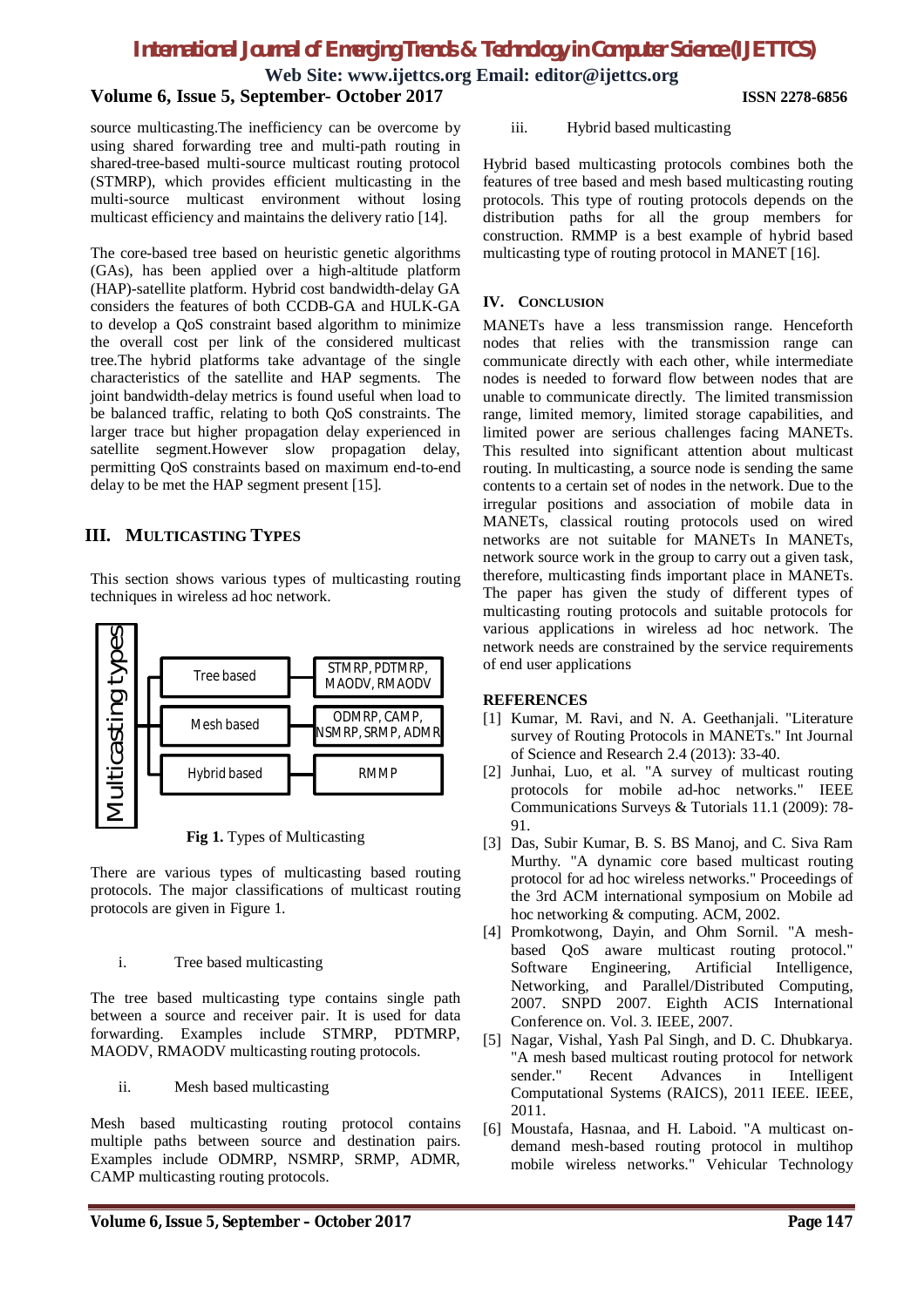source multicasting.The inefficiency can be overcome by using shared forwarding tree and multi-path routing in shared-tree-based multi-source multicast routing protocol (STMRP), which provides efficient multicasting in the multi-source multicast environment without losing multicast efficiency and maintains the delivery ratio [14].

The core-based tree based on heuristic genetic algorithms (GAs), has been applied over a high-altitude platform (HAP)-satellite platform. Hybrid cost bandwidth-delay GA considers the features of both CCDB-GA and HULK-GA to develop a QoS constraint based algorithm to minimize the overall cost per link of the considered multicast tree.The hybrid platforms take advantage of the single characteristics of the satellite and HAP segments. The joint bandwidth-delay metrics is found useful when load to be balanced traffic, relating to both QoS constraints. The larger trace but higher propagation delay experienced in satellite segment.However slow propagation delay, permitting QoS constraints based on maximum end-to-end delay to be met the HAP segment present [15].

## III. Multicasting Types

This section shows various types of multicasting routing techniques in wireless ad hoc network.

| Multicasting types | | |
|---|---|---|
| | Tree based | STMRP, PDTMRP, MAODV, RMAODV |
| | Mesh based | ODMRP, CAMP, NSMRP, SRMP, ADMR |
| | Hybrid based | RMMP |

**Fig 1.** Types of Multicasting

There are various types of multicasting based routing protocols. The major classifications of multicast routing protocols are given in Figure 1.

i. Tree based multicasting

The tree based multicasting type contains single path between a source and receiver pair. It is used for data forwarding. Examples include STMRP, PDTMRP, MAODV, RMAODV multicasting routing protocols.

ii. Mesh based multicasting

Mesh based multicasting routing protocol contains multiple paths between source and destination pairs. Examples include ODMRP, NSMRP, SRMP, ADMR, CAMP multicasting routing protocols.

iii. Hybrid based multicasting

Hybrid based multicasting protocols combines both the features of tree based and mesh based multicasting routing protocols. This type of routing protocols depends on the distribution paths for all the group members for construction. RMMP is a best example of hybrid based multicasting type of routing protocol in MANET [16].

## IV. Conclusion

MANETs have a less transmission range. Henceforth nodes that relies with the transmission range can communicate directly with each other, while intermediate nodes is needed to forward flow between nodes that are unable to communicate directly. The limited transmission range, limited memory, limited storage capabilities, and limited power are serious challenges facing MANETs. This resulted into significant attention about multicast routing. In multicasting, a source node is sending the same contents to a certain set of nodes in the network. Due to the irregular positions and association of mobile data in MANETs, classical routing protocols used on wired networks are not suitable for MANETs In MANETs, network source work in the group to carry out a given task, therefore, multicasting finds important place in MANETs. The paper has given the study of different types of multicasting routing protocols and suitable protocols for various applications in wireless ad hoc network. The network needs are constrained by the service requirements of end user applications

## References

[1] Kumar, M. Ravi, and N. A. Geethanjali. "Literature survey of Routing Protocols in MANETs." Int Journal of Science and Research 2.4 (2013): 33-40.

[2] Junhai, Luo, et al. "A survey of multicast routing protocols for mobile ad-hoc networks." IEEE Communications Surveys & Tutorials 11.1 (2009): 78-91.

[3] Das, Subir Kumar, B. S. BS Manoj, and C. Siva Ram Murthy. "A dynamic core based multicast routing protocol for ad hoc wireless networks." Proceedings of the 3rd ACM international symposium on Mobile ad hoc networking & computing. ACM, 2002.

[4] Promkotwong, Dayin, and Ohm Sornil. "A mesh-based QoS aware multicast routing protocol." Software Engineering, Artificial Intelligence, Networking, and Parallel/Distributed Computing, 2007. SNPD 2007. Eighth ACIS International Conference on. Vol. 3. IEEE, 2007.

[5] Nagar, Vishal, Yash Pal Singh, and D. C. Dhubkarya. "A mesh based multicast routing protocol for network sender." Recent Advances in Intelligent Computational Systems (RAICS), 2011 IEEE. IEEE, 2011.

[6] Moustafa, Hasnaa, and H. Laboid. "A multicast on-demand mesh-based routing protocol in multihop mobile wireless networks." Vehicular Technology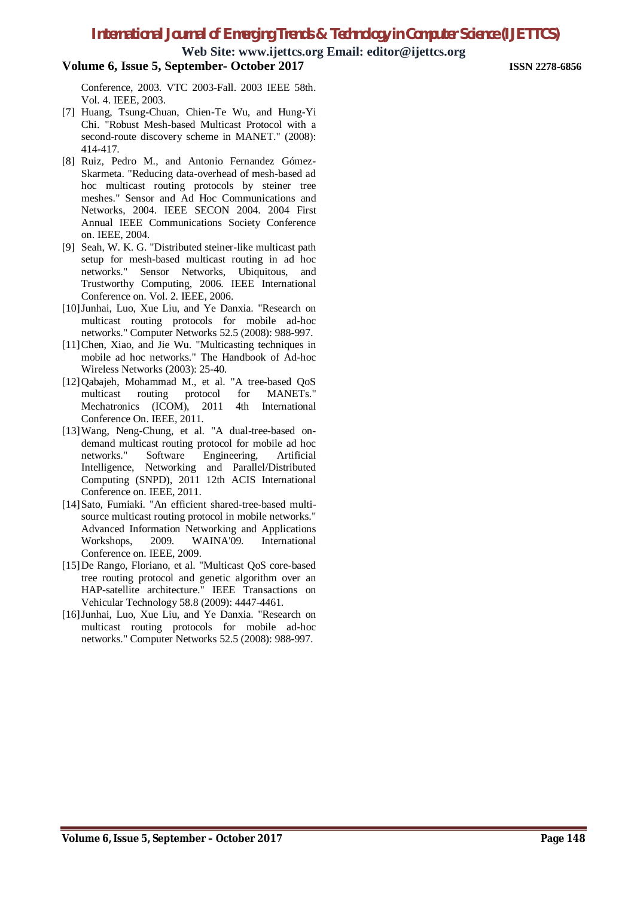Conference, 2003. VTC 2003-Fall. 2003 IEEE 58th. Vol. 4. IEEE, 2003.

[7] Huang, Tsung-Chuan, Chien-Te Wu, and Hung-Yi Chi. "Robust Mesh-based Multicast Protocol with a second-route discovery scheme in MANET." (2008): 414-417.

[8] Ruiz, Pedro M., and Antonio Fernandez Gómez-Skarmeta. "Reducing data-overhead of mesh-based ad hoc multicast routing protocols by steiner tree meshes." Sensor and Ad Hoc Communications and Networks, 2004. IEEE SECON 2004. 2004 First Annual IEEE Communications Society Conference on. IEEE, 2004.

[9] Seah, W. K. G. "Distributed steiner-like multicast path setup for mesh-based multicast routing in ad hoc networks." Sensor Networks, Ubiquitous, and Trustworthy Computing, 2006. IEEE International Conference on. Vol. 2. IEEE, 2006.

[10] Junhai, Luo, Xue Liu, and Ye Danxia. "Research on multicast routing protocols for mobile ad-hoc networks." Computer Networks 52.5 (2008): 988-997.

[11] Chen, Xiao, and Jie Wu. "Multicasting techniques in mobile ad hoc networks." The Handbook of Ad-hoc Wireless Networks (2003): 25-40.

[12] Qabajeh, Mohammad M., et al. "A tree-based QoS multicast routing protocol for MANETs." Mechatronics (ICOM), 2011 4th International Conference On. IEEE, 2011.

[13] Wang, Neng-Chung, et al. "A dual-tree-based on-demand multicast routing protocol for mobile ad hoc networks." Software Engineering, Artificial Intelligence, Networking and Parallel/Distributed Computing (SNPD), 2011 12th ACIS International Conference on. IEEE, 2011.

[14] Sato, Fumiaki. "An efficient shared-tree-based multi-source multicast routing protocol in mobile networks." Advanced Information Networking and Applications Workshops, 2009. WAINA'09. International Conference on. IEEE, 2009.

[15] De Rango, Floriano, et al. "Multicast QoS core-based tree routing protocol and genetic algorithm over an HAP-satellite architecture." IEEE Transactions on Vehicular Technology 58.8 (2009): 4447-4461.

[16] Junhai, Luo, Xue Liu, and Ye Danxia. "Research on multicast routing protocols for mobile ad-hoc networks." Computer Networks 52.5 (2008): 988-997.